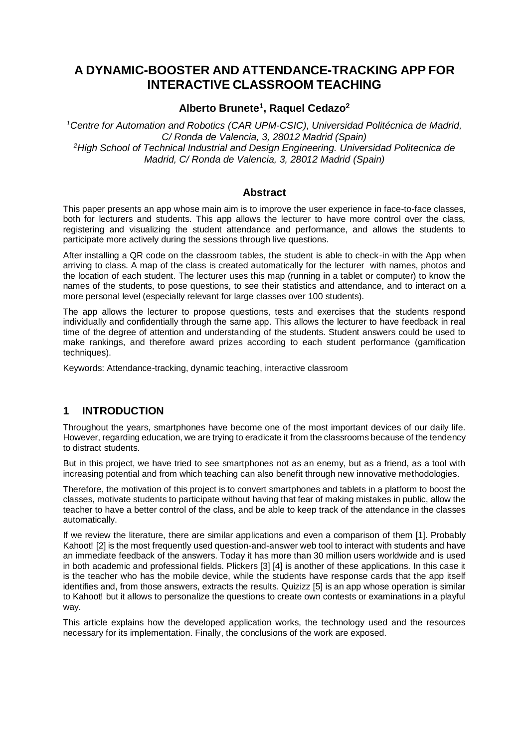# A DYNAMIC-BOOSTER AND ATTENDANCE-TRACKING APP FOR INTERACTIVE CLASSROOM TEACHING

**Alberto Brunete[1], Raquel Cedazo[2]**

*[1]Centre for Automation and Robotics (CAR UPM-CSIC), Universidad Politécnica de Madrid, C/ Ronda de Valencia, 3, 28012 Madrid (Spain)*
*[2]High School of Technical Industrial and Design Engineering. Universidad Politecnica de Madrid, C/ Ronda de Valencia, 3, 28012 Madrid (Spain)*

## Abstract

This paper presents an app whose main aim is to improve the user experience in face-to-face classes, both for lecturers and students. This app allows the lecturer to have more control over the class, registering and visualizing the student attendance and performance, and allows the students to participate more actively during the sessions through live questions.

After installing a QR code on the classroom tables, the student is able to check-in with the App when arriving to class. A map of the class is created automatically for the lecturer with names, photos and the location of each student. The lecturer uses this map (running in a tablet or computer) to know the names of the students, to pose questions, to see their statistics and attendance, and to interact on a more personal level (especially relevant for large classes over 100 students).

The app allows the lecturer to propose questions, tests and exercises that the students respond individually and confidentially through the same app. This allows the lecturer to have feedback in real time of the degree of attention and understanding of the students. Student answers could be used to make rankings, and therefore award prizes according to each student performance (gamification techniques).

Keywords: Attendance-tracking, dynamic teaching, interactive classroom

## 1 INTRODUCTION

Throughout the years, smartphones have become one of the most important devices of our daily life. However, regarding education, we are trying to eradicate it from the classrooms because of the tendency to distract students.

But in this project, we have tried to see smartphones not as an enemy, but as a friend, as a tool with increasing potential and from which teaching can also benefit through new innovative methodologies.

Therefore, the motivation of this project is to convert smartphones and tablets in a platform to boost the classes, motivate students to participate without having that fear of making mistakes in public, allow the teacher to have a better control of the class, and be able to keep track of the attendance in the classes automatically.

If we review the literature, there are similar applications and even a comparison of them [1]. Probably Kahoot! [2] is the most frequently used question-and-answer web tool to interact with students and have an immediate feedback of the answers. Today it has more than 30 million users worldwide and is used in both academic and professional fields. Plickers [3] [4] is another of these applications. In this case it is the teacher who has the mobile device, while the students have response cards that the app itself identifies and, from those answers, extracts the results. Quizizz [5] is an app whose operation is similar to Kahoot! but it allows to personalize the questions to create own contests or examinations in a playful way.

This article explains how the developed application works, the technology used and the resources necessary for its implementation. Finally, the conclusions of the work are exposed.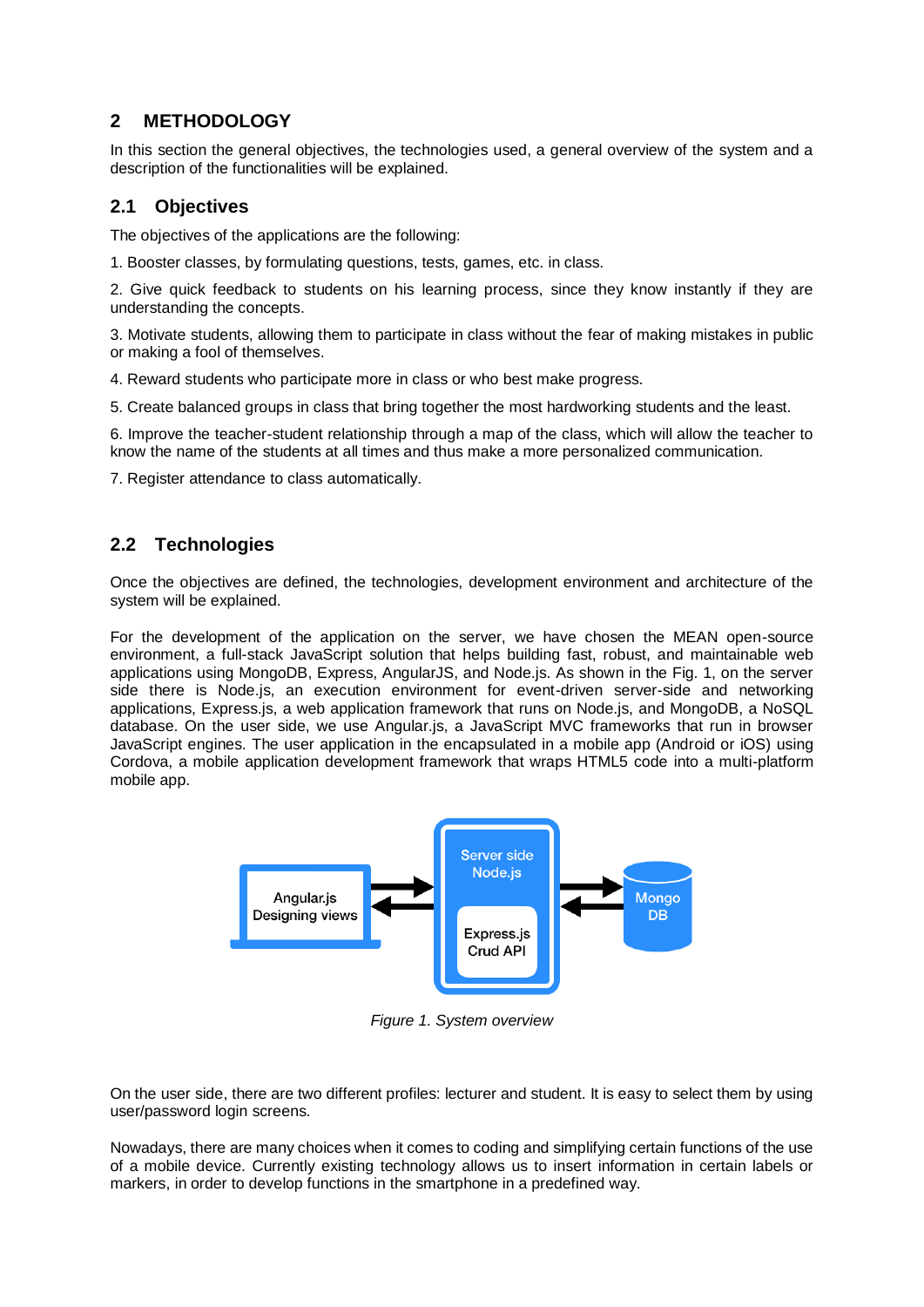## 2 METHODOLOGY

In this section the general objectives, the technologies used, a general overview of the system and a description of the functionalities will be explained.

### 2.1 Objectives

The objectives of the applications are the following:

1. Booster classes, by formulating questions, tests, games, etc. in class.

2. Give quick feedback to students on his learning process, since they know instantly if they are understanding the concepts.

3. Motivate students, allowing them to participate in class without the fear of making mistakes in public or making a fool of themselves.

4. Reward students who participate more in class or who best make progress.

5. Create balanced groups in class that bring together the most hardworking students and the least.

6. Improve the teacher-student relationship through a map of the class, which will allow the teacher to know the name of the students at all times and thus make a more personalized communication.

7. Register attendance to class automatically.

### 2.2 Technologies

Once the objectives are defined, the technologies, development environment and architecture of the system will be explained.

For the development of the application on the server, we have chosen the MEAN open-source environment, a full-stack JavaScript solution that helps building fast, robust, and maintainable web applications using MongoDB, Express, AngularJS, and Node.js. As shown in the Fig. 1, on the server side there is Node.js, an execution environment for event-driven server-side and networking applications, Express.js, a web application framework that runs on Node.js, and MongoDB, a NoSQL database. On the user side, we use Angular.js, a JavaScript MVC frameworks that run in browser JavaScript engines. The user application in the encapsulated in a mobile app (Android or iOS) using Cordova, a mobile application development framework that wraps HTML5 code into a multi-platform mobile app.

*Figure 1. System overview*

On the user side, there are two different profiles: lecturer and student. It is easy to select them by using user/password login screens.

Nowadays, there are many choices when it comes to coding and simplifying certain functions of the use of a mobile device. Currently existing technology allows us to insert information in certain labels or markers, in order to develop functions in the smartphone in a predefined way.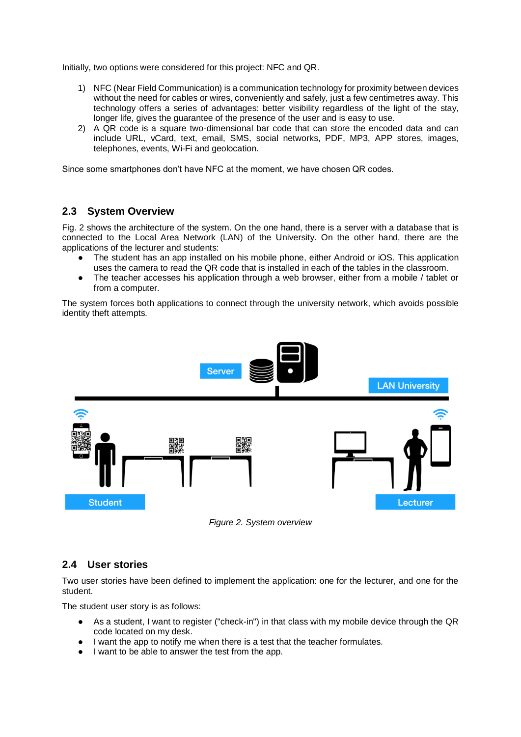Initially, two options were considered for this project: NFC and QR.

1) NFC (Near Field Communication) is a communication technology for proximity between devices without the need for cables or wires, conveniently and safely, just a few centimetres away. This technology offers a series of advantages: better visibility regardless of the light of the stay, longer life, gives the guarantee of the presence of the user and is easy to use.
2) A QR code is a square two-dimensional bar code that can store the encoded data and can include URL, vCard, text, email, SMS, social networks, PDF, MP3, APP stores, images, telephones, events, Wi-Fi and geolocation.

Since some smartphones don't have NFC at the moment, we have chosen QR codes.

## 2.3 System Overview

Fig. 2 shows the architecture of the system. On the one hand, there is a server with a database that is connected to the Local Area Network (LAN) of the University. On the other hand, there are the applications of the lecturer and students:

- The student has an app installed on his mobile phone, either Android or iOS. This application uses the camera to read the QR code that is installed in each of the tables in the classroom.
- The teacher accesses his application through a web browser, either from a mobile / tablet or from a computer.

The system forces both applications to connect through the university network, which avoids possible identity theft attempts.

*Figure 2. System overview*

## 2.4 User stories

Two user stories have been defined to implement the application: one for the lecturer, and one for the student.

The student user story is as follows:

- As a student, I want to register ("check-in") in that class with my mobile device through the QR code located on my desk.
- I want the app to notify me when there is a test that the teacher formulates.
- I want to be able to answer the test from the app.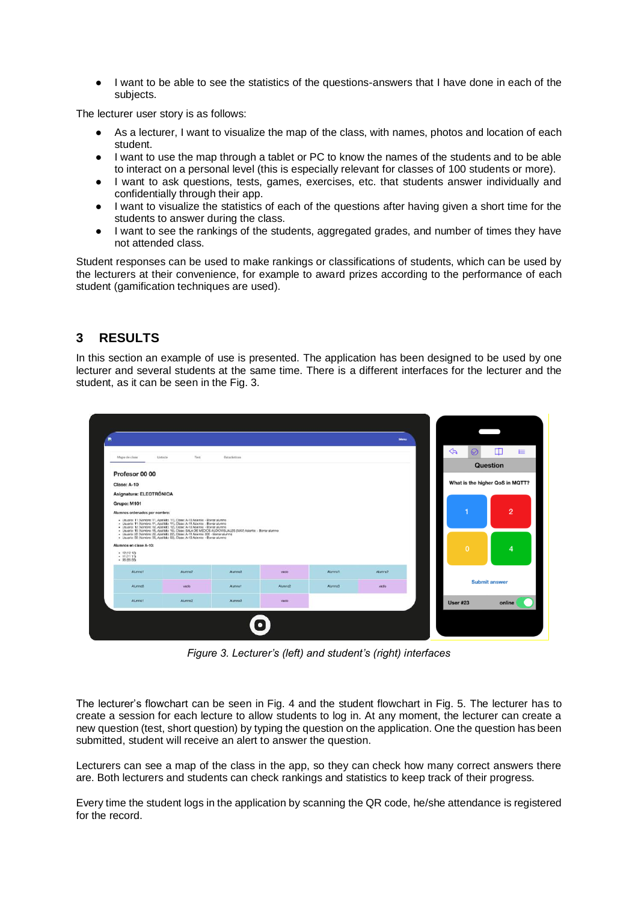- I want to be able to see the statistics of the questions-answers that I have done in each of the subjects.

The lecturer user story is as follows:

- As a lecturer, I want to visualize the map of the class, with names, photos and location of each student.
- I want to use the map through a tablet or PC to know the names of the students and to be able to interact on a personal level (this is especially relevant for classes of 100 students or more).
- I want to ask questions, tests, games, exercises, etc. that students answer individually and confidentially through their app.
- I want to visualize the statistics of each of the questions after having given a short time for the students to answer during the class.
- I want to see the rankings of the students, aggregated grades, and number of times they have not attended class.

Student responses can be used to make rankings or classifications of students, which can be used by the lecturers at their convenience, for example to award prizes according to the performance of each student (gamification techniques are used).

## 3 RESULTS

In this section an example of use is presented. The application has been designed to be used by one lecturer and several students at the same time. There is a different interfaces for the lecturer and the student, as it can be seen in the Fig. 3.

*Figure 3. Lecturer's (left) and student's (right) interfaces*

The lecturer's flowchart can be seen in Fig. 4 and the student flowchart in Fig. 5. The lecturer has to create a session for each lecture to allow students to log in. At any moment, the lecturer can create a new question (test, short question) by typing the question on the application. One the question has been submitted, student will receive an alert to answer the question.

Lecturers can see a map of the class in the app, so they can check how many correct answers there are. Both lecturers and students can check rankings and statistics to keep track of their progress.

Every time the student logs in the application by scanning the QR code, he/she attendance is registered for the record.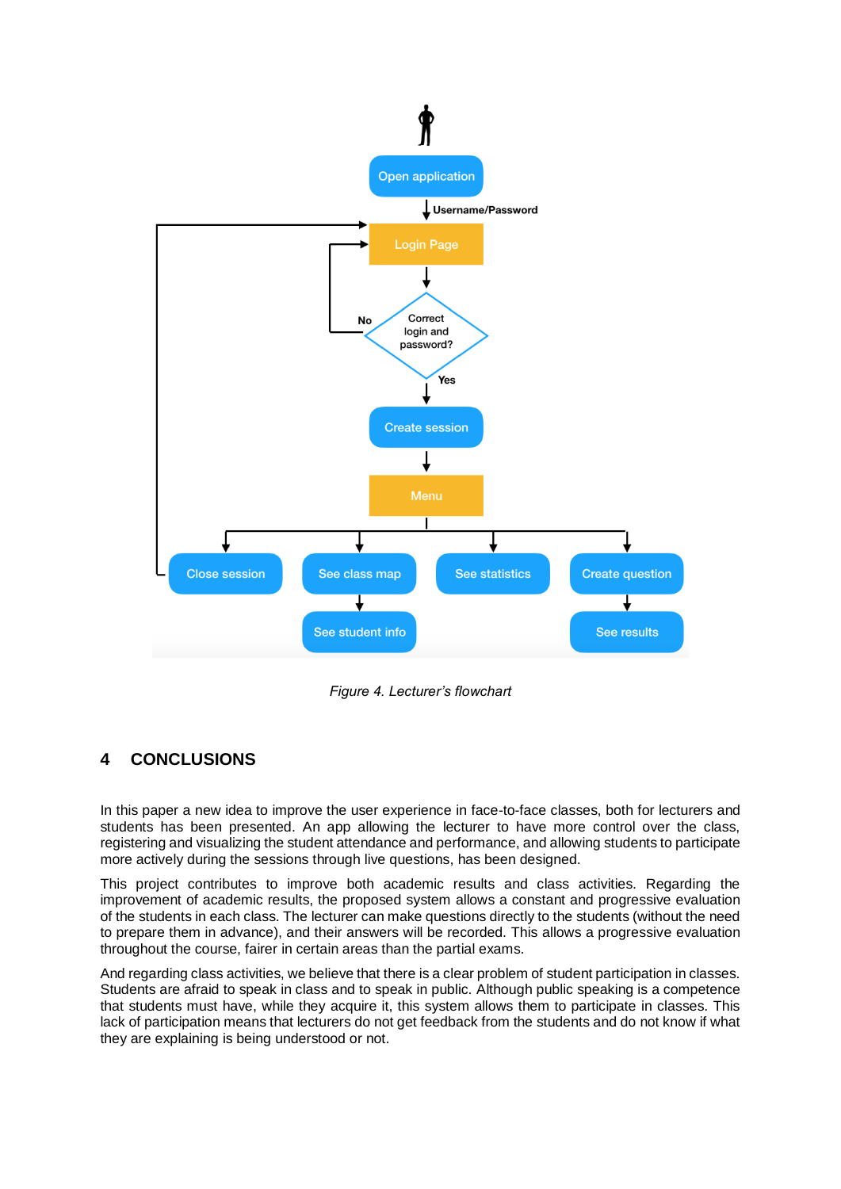Figure 4. Lecturer's flowchart

## 4 CONCLUSIONS

In this paper a new idea to improve the user experience in face-to-face classes, both for lecturers and students has been presented. An app allowing the lecturer to have more control over the class, registering and visualizing the student attendance and performance, and allowing students to participate more actively during the sessions through live questions, has been designed.

This project contributes to improve both academic results and class activities. Regarding the improvement of academic results, the proposed system allows a constant and progressive evaluation of the students in each class. The lecturer can make questions directly to the students (without the need to prepare them in advance), and their answers will be recorded. This allows a progressive evaluation throughout the course, fairer in certain areas than the partial exams.

And regarding class activities, we believe that there is a clear problem of student participation in classes. Students are afraid to speak in class and to speak in public. Although public speaking is a competence that students must have, while they acquire it, this system allows them to participate in classes. This lack of participation means that lecturers do not get feedback from the students and do not know if what they are explaining is being understood or not.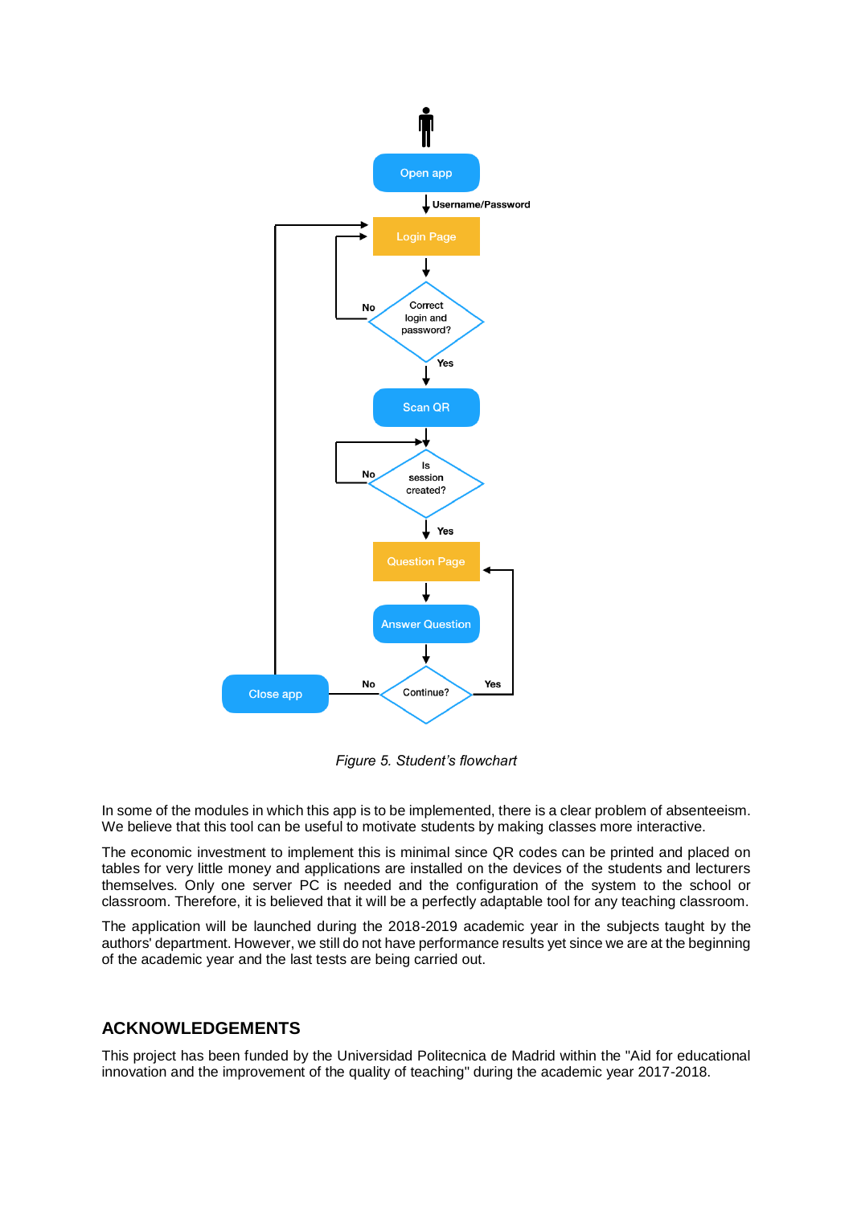*Figure 5. Student's flowchart*

In some of the modules in which this app is to be implemented, there is a clear problem of absenteeism. We believe that this tool can be useful to motivate students by making classes more interactive.

The economic investment to implement this is minimal since QR codes can be printed and placed on tables for very little money and applications are installed on the devices of the students and lecturers themselves. Only one server PC is needed and the configuration of the system to the school or classroom. Therefore, it is believed that it will be a perfectly adaptable tool for any teaching classroom.

The application will be launched during the 2018-2019 academic year in the subjects taught by the authors' department. However, we still do not have performance results yet since we are at the beginning of the academic year and the last tests are being carried out.

## ACKNOWLEDGEMENTS

This project has been funded by the Universidad Politecnica de Madrid within the "Aid for educational innovation and the improvement of the quality of teaching" during the academic year 2017-2018.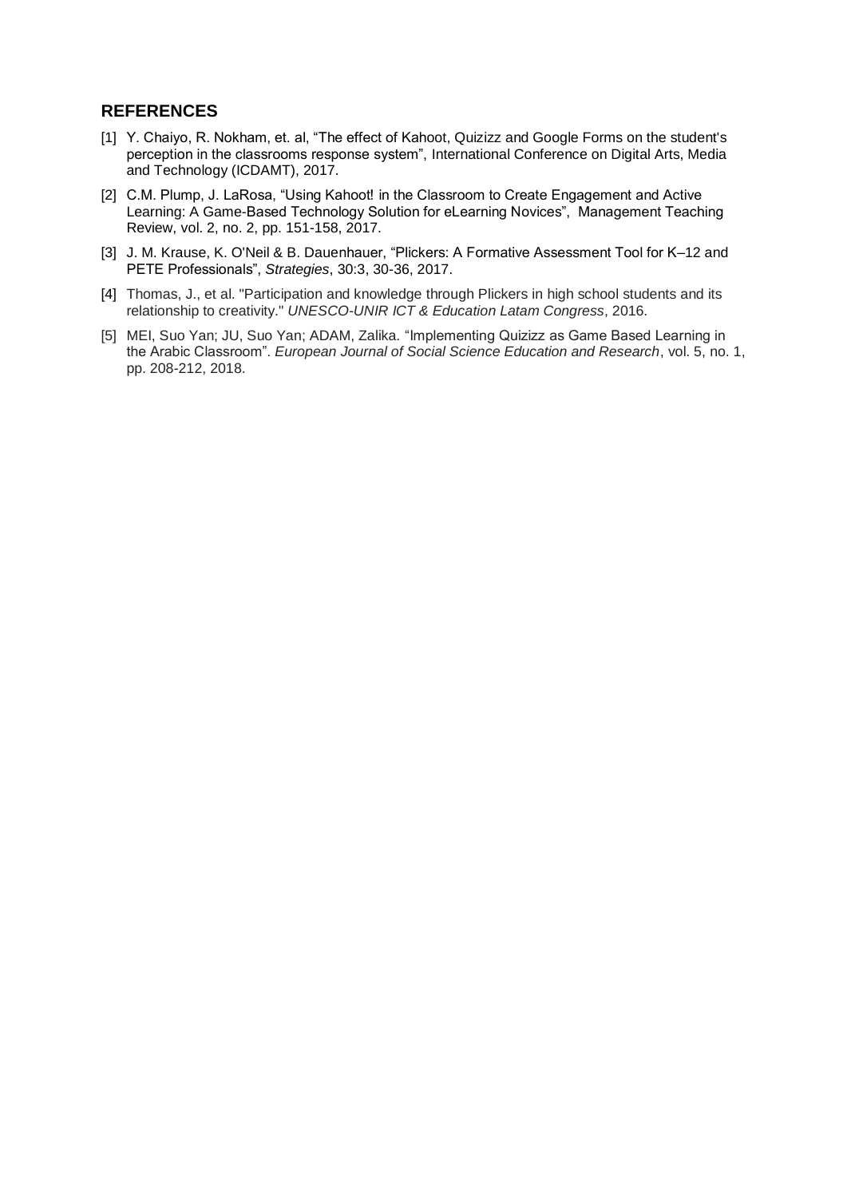## REFERENCES

[1] Y. Chaiyo, R. Nokham, et. al, “The effect of Kahoot, Quizizz and Google Forms on the student's perception in the classrooms response system”, International Conference on Digital Arts, Media and Technology (ICDAMT), 2017.

[2] C.M. Plump, J. LaRosa, “Using Kahoot! in the Classroom to Create Engagement and Active Learning: A Game-Based Technology Solution for eLearning Novices”, Management Teaching Review, vol. 2, no. 2, pp. 151-158, 2017.

[3] J. M. Krause, K. O'Neil & B. Dauenhauer, “Plickers: A Formative Assessment Tool for K–12 and PETE Professionals”, *Strategies*, 30:3, 30-36, 2017.

[4] Thomas, J., et al. "Participation and knowledge through Plickers in high school students and its relationship to creativity." *UNESCO-UNIR ICT & Education Latam Congress*, 2016.

[5] MEI, Suo Yan; JU, Suo Yan; ADAM, Zalika. “Implementing Quizizz as Game Based Learning in the Arabic Classroom”. *European Journal of Social Science Education and Research*, vol. 5, no. 1, pp. 208-212, 2018.